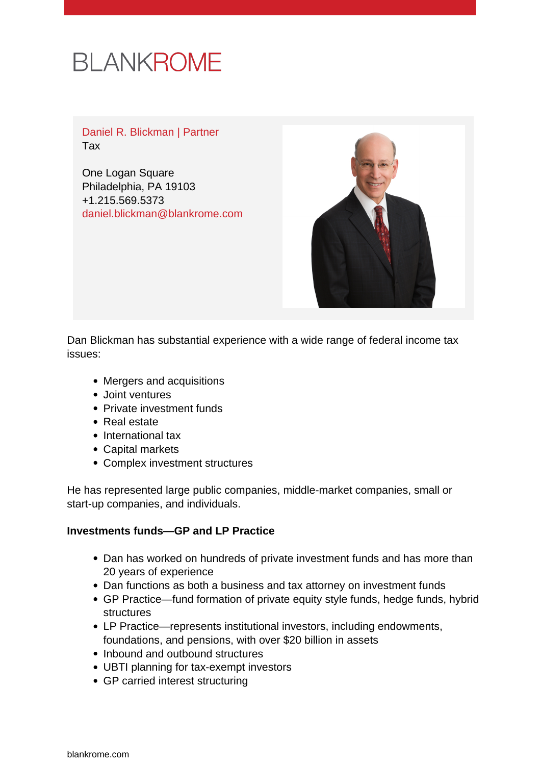BLANKROME

Daniel R. Blickman | Partner
Tax

One Logan Square
Philadelphia, PA 19103
+1.215.569.5373
daniel.blickman@blankrome.com

Dan Blickman has substantial experience with a wide range of federal income tax issues:

- Mergers and acquisitions
- Joint ventures
- Private investment funds
- Real estate
- International tax
- Capital markets
- Complex investment structures

He has represented large public companies, middle-market companies, small or start-up companies, and individuals.

**Investments funds—GP and LP Practice**

- Dan has worked on hundreds of private investment funds and has more than 20 years of experience
- Dan functions as both a business and tax attorney on investment funds
- GP Practice—fund formation of private equity style funds, hedge funds, hybrid structures
- LP Practice—represents institutional investors, including endowments, foundations, and pensions, with over $20 billion in assets
- Inbound and outbound structures
- UBTI planning for tax-exempt investors
- GP carried interest structuring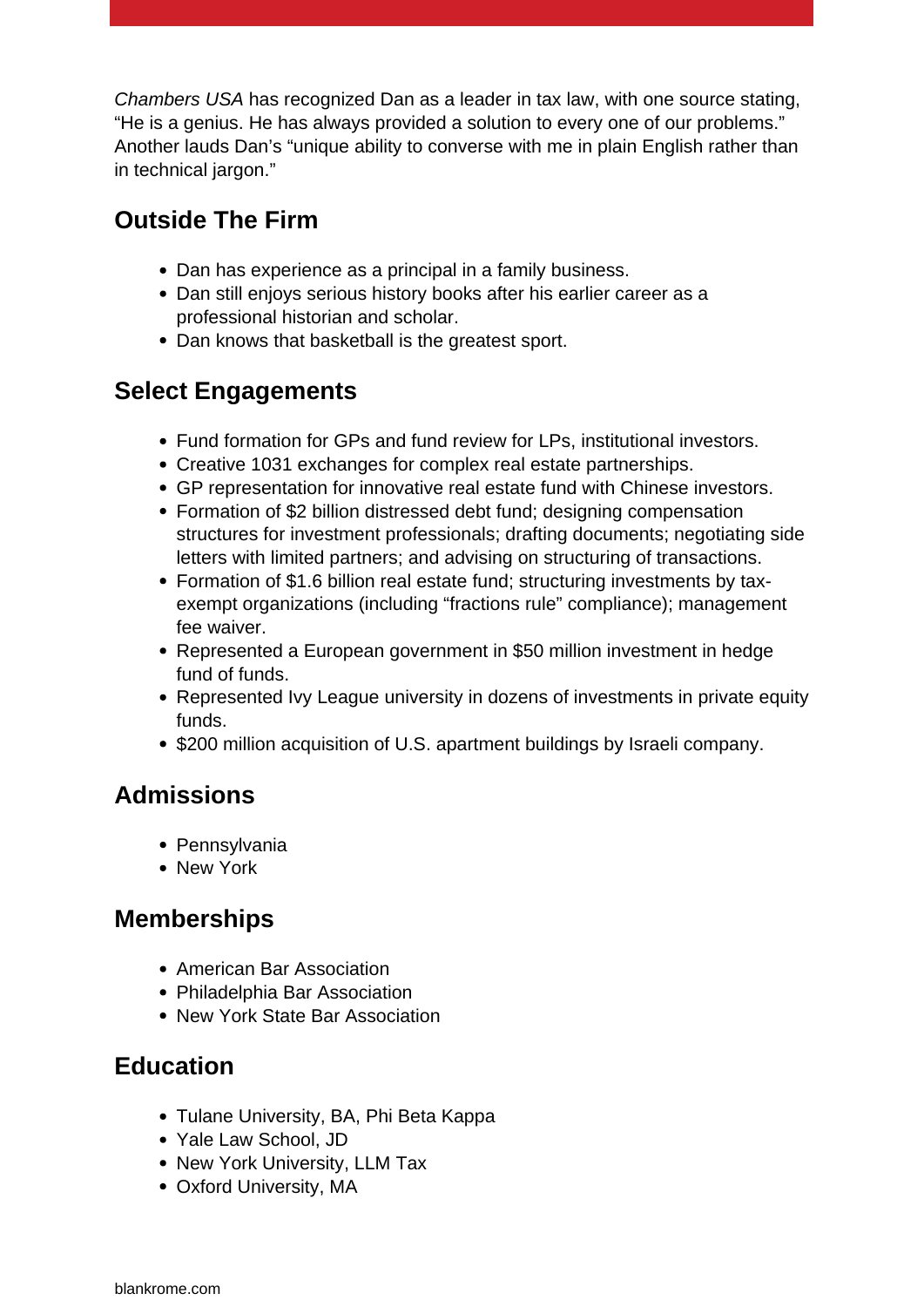*Chambers USA* has recognized Dan as a leader in tax law, with one source stating, "He is a genius. He has always provided a solution to every one of our problems." Another lauds Dan's "unique ability to converse with me in plain English rather than in technical jargon."

## Outside The Firm

- Dan has experience as a principal in a family business.
- Dan still enjoys serious history books after his earlier career as a professional historian and scholar.
- Dan knows that basketball is the greatest sport.

## Select Engagements

- Fund formation for GPs and fund review for LPs, institutional investors.
- Creative 1031 exchanges for complex real estate partnerships.
- GP representation for innovative real estate fund with Chinese investors.
- Formation of $2 billion distressed debt fund; designing compensation structures for investment professionals; drafting documents; negotiating side letters with limited partners; and advising on structuring of transactions.
- Formation of $1.6 billion real estate fund; structuring investments by tax-exempt organizations (including "fractions rule" compliance); management fee waiver.
- Represented a European government in $50 million investment in hedge fund of funds.
- Represented Ivy League university in dozens of investments in private equity funds.
- $200 million acquisition of U.S. apartment buildings by Israeli company.

## Admissions

- Pennsylvania
- New York

## Memberships

- American Bar Association
- Philadelphia Bar Association
- New York State Bar Association

## Education

- Tulane University, BA, Phi Beta Kappa
- Yale Law School, JD
- New York University, LLM Tax
- Oxford University, MA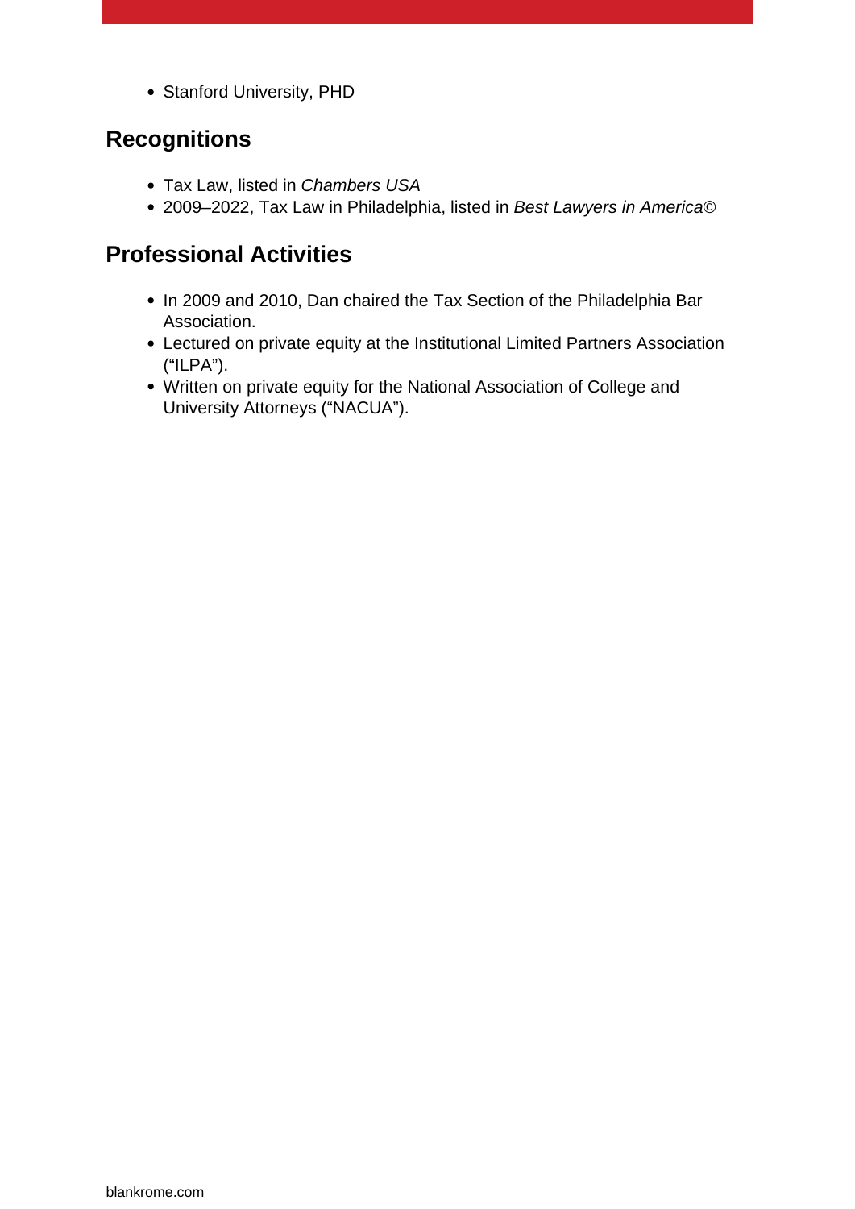- Stanford University, PHD

## Recognitions

- Tax Law, listed in *Chambers USA*
- 2009–2022, Tax Law in Philadelphia, listed in *Best Lawyers in America*©

## Professional Activities

- In 2009 and 2010, Dan chaired the Tax Section of the Philadelphia Bar Association.
- Lectured on private equity at the Institutional Limited Partners Association (“ILPA”).
- Written on private equity for the National Association of College and University Attorneys (“NACUA”).